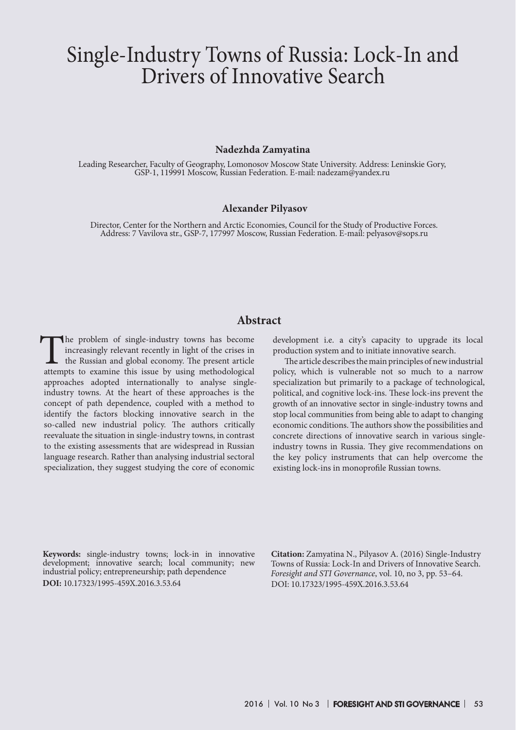# Single-Industry Towns of Russia: Lock-In and Drivers of Innovative Search

**Nadezhda Zamyatina**

Leading Researcher, Faculty of Geography, Lomonosov Moscow State University. Address: Leninskie Gory, GSP-1, 119991 Moscow, Russian Federation. E-mail: nadezam@yandex.ru

**Alexander Pilyasov**

Director, Center for the Northern and Arctic Economies, Council for the Study of Productive Forces. Address: 7 Vavilova str., GSP-7, 177997 Moscow, Russian Federation. E-mail: pelyasov@sops.ru

## Abstract

The problem of single-industry towns has become increasingly relevant recently in light of the crises in the Russian and global economy. The present article attempts to examine this issue by using methodological approaches adopted internationally to analyse single-industry towns. At the heart of these approaches is the concept of path dependence, coupled with a method to identify the factors blocking innovative search in the so-called new industrial policy. The authors critically reevaluate the situation in single-industry towns, in contrast to the existing assessments that are widespread in Russian language research. Rather than analysing industrial sectoral specialization, they suggest studying the core of economic development i.e. a city's capacity to upgrade its local production system and to initiate innovative search.

The article describes the main principles of new industrial policy, which is vulnerable not so much to a narrow specialization but primarily to a package of technological, political, and cognitive lock-ins. These lock-ins prevent the growth of an innovative sector in single-industry towns and stop local communities from being able to adapt to changing economic conditions. The authors show the possibilities and concrete directions of innovative search in various single-industry towns in Russia. They give recommendations on the key policy instruments that can help overcome the existing lock-ins in monoprofile Russian towns.

**Keywords:** single-industry towns; lock-in in innovative development; innovative search; local community; new industrial policy; entrepreneurship; path dependence

**DOI:** 10.17323/1995-459X.2016.3.53.64

**Citation:** Zamyatina N., Pilyasov A. (2016) Single-Industry Towns of Russia: Lock-In and Drivers of Innovative Search. *Foresight and STI Governance*, vol. 10, no 3, pp. 53–64. DOI: 10.17323/1995-459X.2016.3.53.64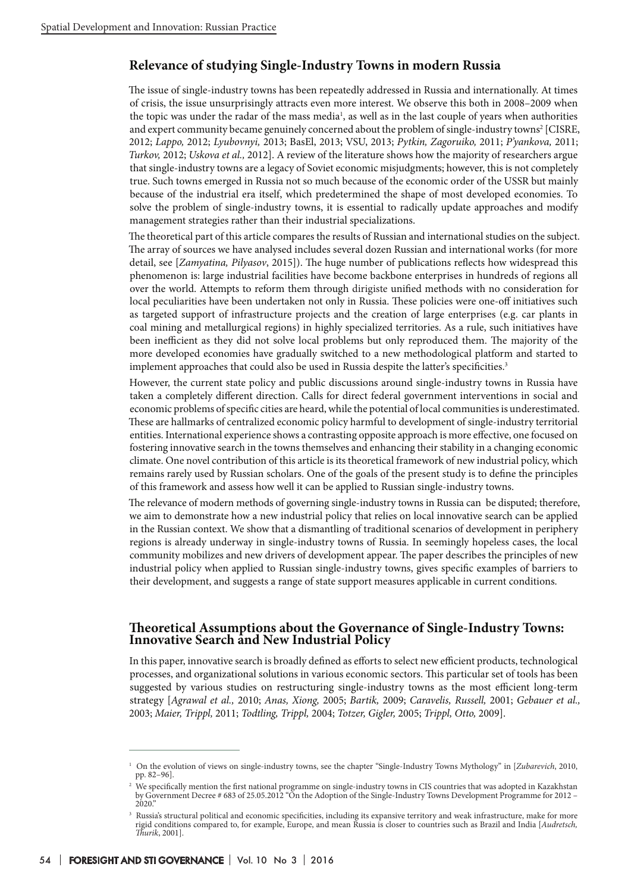## Relevance of studying Single-Industry Towns in modern Russia

The issue of single-industry towns has been repeatedly addressed in Russia and internationally. At times of crisis, the issue unsurprisingly attracts even more interest. We observe this both in 2008–2009 when the topic was under the radar of the mass media[1], as well as in the last couple of years when authorities and expert community became genuinely concerned about the problem of single-industry towns[2] [CISRE, 2012; *Lappo,* 2012; *Lyubovnyi,* 2013; BasEl, 2013; VSU, 2013; *Pytkin, Zagoruiko,* 2011; *P'yankova,* 2011; *Turkov,* 2012; *Uskova et al.*, 2012]. A review of the literature shows how the majority of researchers argue that single-industry towns are a legacy of Soviet economic misjudgments; however, this is not completely true. Such towns emerged in Russia not so much because of the economic order of the USSR but mainly because of the industrial era itself, which predetermined the shape of most developed economies. To solve the problem of single-industry towns, it is essential to radically update approaches and modify management strategies rather than their industrial specializations.

The theoretical part of this article compares the results of Russian and international studies on the subject. The array of sources we have analysed includes several dozen Russian and international works (for more detail, see [*Zamyatina, Pilyasov*, 2015]). The huge number of publications reflects how widespread this phenomenon is: large industrial facilities have become backbone enterprises in hundreds of regions all over the world. Attempts to reform them through dirigiste unified methods with no consideration for local peculiarities have been undertaken not only in Russia. These policies were one-off initiatives such as targeted support of infrastructure projects and the creation of large enterprises (e.g. car plants in coal mining and metallurgical regions) in highly specialized territories. As a rule, such initiatives have been inefficient as they did not solve local problems but only reproduced them. The majority of the more developed economies have gradually switched to a new methodological platform and started to implement approaches that could also be used in Russia despite the latter's specificities.[3]

However, the current state policy and public discussions around single-industry towns in Russia have taken a completely different direction. Calls for direct federal government interventions in social and economic problems of specific cities are heard, while the potential of local communities is underestimated. These are hallmarks of centralized economic policy harmful to development of single-industry territorial entities. International experience shows a contrasting opposite approach is more effective, one focused on fostering innovative search in the towns themselves and enhancing their stability in a changing economic climate. One novel contribution of this article is its theoretical framework of new industrial policy, which remains rarely used by Russian scholars. One of the goals of the present study is to define the principles of this framework and assess how well it can be applied to Russian single-industry towns.

The relevance of modern methods of governing single-industry towns in Russia can be disputed; therefore, we aim to demonstrate how a new industrial policy that relies on local innovative search can be applied in the Russian context. We show that a dismantling of traditional scenarios of development in periphery regions is already underway in single-industry towns of Russia. In seemingly hopeless cases, the local community mobilizes and new drivers of development appear. The paper describes the principles of new industrial policy when applied to Russian single-industry towns, gives specific examples of barriers to their development, and suggests a range of state support measures applicable in current conditions.

## Theoretical Assumptions about the Governance of Single-Industry Towns: Innovative Search and New Industrial Policy

In this paper, innovative search is broadly defined as efforts to select new efficient products, technological processes, and organizational solutions in various economic sectors. This particular set of tools has been suggested by various studies on restructuring single-industry towns as the most efficient long-term strategy [*Agrawal et al.,* 2010; *Anas, Xiong,* 2005; *Bartik,* 2009; *Caravelis, Russell,* 2001; *Gebauer et al.,* 2003; *Maier, Trippl,* 2011; *Todtling, Trippl,* 2004; *Totzer, Gigler,* 2005; *Trippl, Otto,* 2009].

---

[1] On the evolution of views on single-industry towns, see the chapter "Single-Industry Towns Mythology" in [*Zubarevich*, 2010, pp. 82–96].

[2] We specifically mention the first national programme on single-industry towns in CIS countries that was adopted in Kazakhstan by Government Decree # 683 of 25.05.2012 "On the Adoption of the Single-Industry Towns Development Programme for 2012 – 2020."

[3] Russia's structural political and economic specificities, including its expansive territory and weak infrastructure, make for more rigid conditions compared to, for example, Europe, and mean Russia is closer to countries such as Brazil and India [*Audretsch, Thurik*, 2001].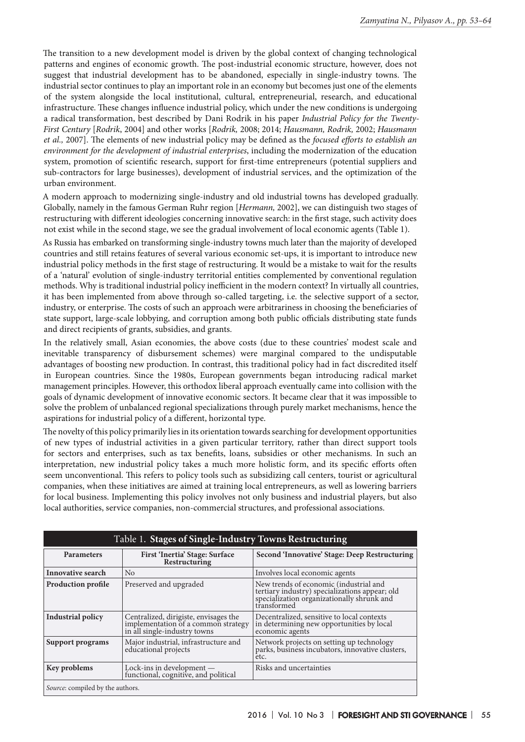The transition to a new development model is driven by the global context of changing technological patterns and engines of economic growth. The post-industrial economic structure, however, does not suggest that industrial development has to be abandoned, especially in single-industry towns. The industrial sector continues to play an important role in an economy but becomes just one of the elements of the system alongside the local institutional, cultural, entrepreneurial, research, and educational infrastructure. These changes influence industrial policy, which under the new conditions is undergoing a radical transformation, best described by Dani Rodrik in his paper *Industrial Policy for the Twenty-First Century* [*Rodrik*, 2004] and other works [*Rodrik,* 2008; 2014; *Hausmann, Rodrik,* 2002; *Hausmann et al.,* 2007]. The elements of new industrial policy may be defined as the *focused efforts to establish an environment for the development of industrial enterprises*, including the modernization of the education system, promotion of scientific research, support for first-time entrepreneurs (potential suppliers and sub-contractors for large businesses), development of industrial services, and the optimization of the urban environment.

A modern approach to modernizing single-industry and old industrial towns has developed gradually. Globally, namely in the famous German Ruhr region [*Hermann,* 2002], we can distinguish two stages of restructuring with different ideologies concerning innovative search: in the first stage, such activity does not exist while in the second stage, we see the gradual involvement of local economic agents (Table 1).

As Russia has embarked on transforming single-industry towns much later than the majority of developed countries and still retains features of several various economic set-ups, it is important to introduce new industrial policy methods in the first stage of restructuring. It would be a mistake to wait for the results of a 'natural' evolution of single-industry territorial entities complemented by conventional regulation methods. Why is traditional industrial policy inefficient in the modern context? In virtually all countries, it has been implemented from above through so-called targeting, i.e. the selective support of a sector, industry, or enterprise. The costs of such an approach were arbitrariness in choosing the beneficiaries of state support, large-scale lobbying, and corruption among both public officials distributing state funds and direct recipients of grants, subsidies, and grants.

In the relatively small, Asian economies, the above costs (due to these countries' modest scale and inevitable transparency of disbursement schemes) were marginal compared to the undisputable advantages of boosting new production. In contrast, this traditional policy had in fact discredited itself in European countries. Since the 1980s, European governments began introducing radical market management principles. However, this orthodox liberal approach eventually came into collision with the goals of dynamic development of innovative economic sectors. It became clear that it was impossible to solve the problem of unbalanced regional specializations through purely market mechanisms, hence the aspirations for industrial policy of a different, horizontal type.

The novelty of this policy primarily lies in its orientation towards searching for development opportunities of new types of industrial activities in a given particular territory, rather than direct support tools for sectors and enterprises, such as tax benefits, loans, subsidies or other mechanisms. In such an interpretation, new industrial policy takes a much more holistic form, and its specific efforts often seem unconventional. This refers to policy tools such as subsidizing call centers, tourist or agricultural companies, when these initiatives are aimed at training local entrepreneurs, as well as lowering barriers for local business. Implementing this policy involves not only business and industrial players, but also local authorities, service companies, non-commercial structures, and professional associations.

Table 1. **Stages of Single-Industry Towns Restructuring**

| Parameters | First 'Inertia' Stage: Surface Restructuring | Second 'Innovative' Stage: Deep Restructuring |
|---|---|---|
| **Innovative search** | No | Involves local economic agents |
| **Production profile** | Preserved and upgraded | New trends of economic (industrial and tertiary industry) specializations appear; old specialization organizationally shrunk and transformed |
| **Industrial policy** | Centralized, dirigiste, envisages the implementation of a common strategy in all single-industry towns | Decentralized, sensitive to local contexts in determining new opportunities by local economic agents |
| **Support programs** | Major industrial, infrastructure and educational projects | Network projects on setting up technology parks, business incubators, innovative clusters, etc. |
| **Key problems** | Lock-ins in development — functional, cognitive, and political | Risks and uncertainties |

*Source*: compiled by the authors.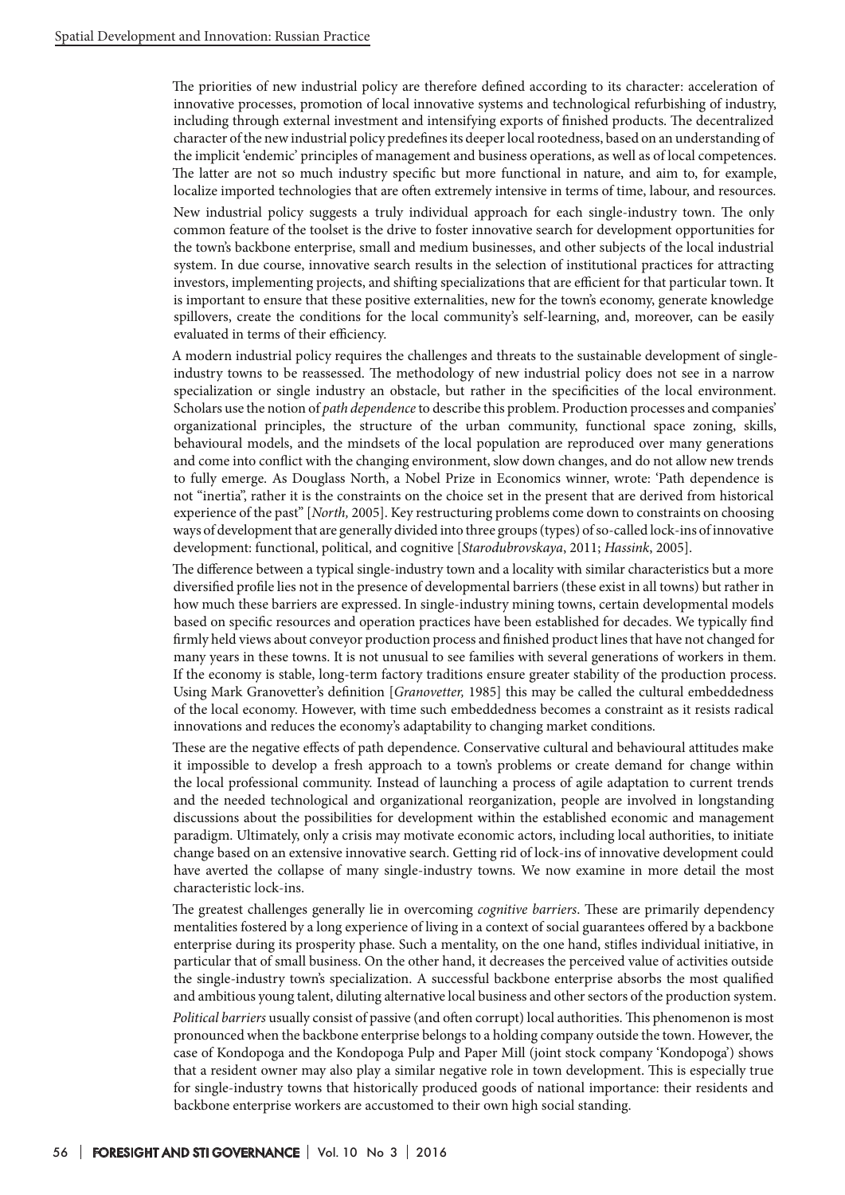The priorities of new industrial policy are therefore defined according to its character: acceleration of innovative processes, promotion of local innovative systems and technological refurbishing of industry, including through external investment and intensifying exports of finished products. The decentralized character of the new industrial policy predefines its deeper local rootedness, based on an understanding of the implicit 'endemic' principles of management and business operations, as well as of local competences. The latter are not so much industry specific but more functional in nature, and aim to, for example, localize imported technologies that are often extremely intensive in terms of time, labour, and resources.

New industrial policy suggests a truly individual approach for each single-industry town. The only common feature of the toolset is the drive to foster innovative search for development opportunities for the town's backbone enterprise, small and medium businesses, and other subjects of the local industrial system. In due course, innovative search results in the selection of institutional practices for attracting investors, implementing projects, and shifting specializations that are efficient for that particular town. It is important to ensure that these positive externalities, new for the town's economy, generate knowledge spillovers, create the conditions for the local community's self-learning, and, moreover, can be easily evaluated in terms of their efficiency.

A modern industrial policy requires the challenges and threats to the sustainable development of single-industry towns to be reassessed. The methodology of new industrial policy does not see in a narrow specialization or single industry an obstacle, but rather in the specificities of the local environment. Scholars use the notion of *path dependence* to describe this problem. Production processes and companies' organizational principles, the structure of the urban community, functional space zoning, skills, behavioural models, and the mindsets of the local population are reproduced over many generations and come into conflict with the changing environment, slow down changes, and do not allow new trends to fully emerge. As Douglass North, a Nobel Prize in Economics winner, wrote: 'Path dependence is not "inertia", rather it is the constraints on the choice set in the present that are derived from historical experience of the past" [*North,* 2005]. Key restructuring problems come down to constraints on choosing ways of development that are generally divided into three groups (types) of so-called lock-ins of innovative development: functional, political, and cognitive [*Starodubrovskaya*, 2011; *Hassink*, 2005].

The difference between a typical single-industry town and a locality with similar characteristics but a more diversified profile lies not in the presence of developmental barriers (these exist in all towns) but rather in how much these barriers are expressed. In single-industry mining towns, certain developmental models based on specific resources and operation practices have been established for decades. We typically find firmly held views about conveyor production process and finished product lines that have not changed for many years in these towns. It is not unusual to see families with several generations of workers in them. If the economy is stable, long-term factory traditions ensure greater stability of the production process. Using Mark Granovetter's definition [*Granovetter,* 1985] this may be called the cultural embeddedness of the local economy. However, with time such embeddedness becomes a constraint as it resists radical innovations and reduces the economy's adaptability to changing market conditions.

These are the negative effects of path dependence. Conservative cultural and behavioural attitudes make it impossible to develop a fresh approach to a town's problems or create demand for change within the local professional community. Instead of launching a process of agile adaptation to current trends and the needed technological and organizational reorganization, people are involved in longstanding discussions about the possibilities for development within the established economic and management paradigm. Ultimately, only a crisis may motivate economic actors, including local authorities, to initiate change based on an extensive innovative search. Getting rid of lock-ins of innovative development could have averted the collapse of many single-industry towns. We now examine in more detail the most characteristic lock-ins.

The greatest challenges generally lie in overcoming *cognitive barriers*. These are primarily dependency mentalities fostered by a long experience of living in a context of social guarantees offered by a backbone enterprise during its prosperity phase. Such a mentality, on the one hand, stifles individual initiative, in particular that of small business. On the other hand, it decreases the perceived value of activities outside the single-industry town's specialization. A successful backbone enterprise absorbs the most qualified and ambitious young talent, diluting alternative local business and other sectors of the production system.

*Political barriers* usually consist of passive (and often corrupt) local authorities. This phenomenon is most pronounced when the backbone enterprise belongs to a holding company outside the town. However, the case of Kondopoga and the Kondopoga Pulp and Paper Mill (joint stock company 'Kondopoga') shows that a resident owner may also play a similar negative role in town development. This is especially true for single-industry towns that historically produced goods of national importance: their residents and backbone enterprise workers are accustomed to their own high social standing.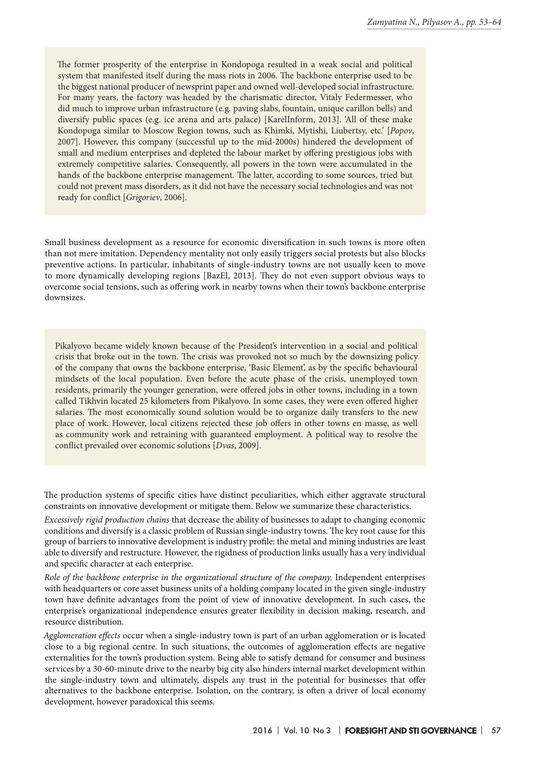The former prosperity of the enterprise in Kondopoga resulted in a weak social and political system that manifested itself during the mass riots in 2006. The backbone enterprise used to be the biggest national producer of newsprint paper and owned well-developed social infrastructure. For many years, the factory was headed by the charismatic director, Vitaly Federmesser, who did much to improve urban infrastructure (e.g. paving slabs, fountain, unique carillon bells) and diversify public spaces (e.g. ice arena and arts palace) [KarelInform, 2013]. 'All of these make Kondopoga similar to Moscow Region towns, such as Khimki, Mytishi, Liubertsy, etc.' [*Popov*, 2007]. However, this company (successful up to the mid-2000s) hindered the development of small and medium enterprises and depleted the labour market by offering prestigious jobs with extremely competitive salaries. Consequently, all powers in the town were accumulated in the hands of the backbone enterprise management. The latter, according to some sources, tried but could not prevent mass disorders, as it did not have the necessary social technologies and was not ready for conflict [*Grigoriev*, 2006].

Small business development as a resource for economic diversification in such towns is more often than not mere imitation. Dependency mentality not only easily triggers social protests but also blocks preventive actions. In particular, inhabitants of single-industry towns are not usually keen to move to more dynamically developing regions [BazEl, 2013]. They do not even support obvious ways to overcome social tensions, such as offering work in nearby towns when their town's backbone enterprise downsizes.

Pikalyovo became widely known because of the President's intervention in a social and political crisis that broke out in the town. The crisis was provoked not so much by the downsizing policy of the company that owns the backbone enterprise, 'Basic Element', as by the specific behavioural mindsets of the local population. Even before the acute phase of the crisis, unemployed town residents, primarily the younger generation, were offered jobs in other towns, including in a town called Tikhvin located 25 kilometers from Pikalyovo. In some cases, they were even offered higher salaries. The most economically sound solution would be to organize daily transfers to the new place of work. However, local citizens rejected these job offers in other towns en masse, as well as community work and retraining with guaranteed employment. A political way to resolve the conflict prevailed over economic solutions [*Dvas*, 2009].

The production systems of specific cities have distinct peculiarities, which either aggravate structural constraints on innovative development or mitigate them. Below we summarize these characteristics.

*Excessively rigid production chains* that decrease the ability of businesses to adapt to changing economic conditions and diversify is a classic problem of Russian single-industry towns. The key root cause for this group of barriers to innovative development is industry profile: the metal and mining industries are least able to diversify and restructure. However, the rigidness of production links usually has a very individual and specific character at each enterprise.

*Role of the backbone enterprise in the organizational structure of the company.* Independent enterprises with headquarters or core asset business units of a holding company located in the given single-industry town have definite advantages from the point of view of innovative development. In such cases, the enterprise's organizational independence ensures greater flexibility in decision making, research, and resource distribution.

*Agglomeration effects* occur when a single-industry town is part of an urban agglomeration or is located close to a big regional centre. In such situations, the outcomes of agglomeration effects are negative externalities for the town's production system. Being able to satisfy demand for consumer and business services by a 30-60-minute drive to the nearby big city also hinders internal market development within the single-industry town and ultimately, dispels any trust in the potential for businesses that offer alternatives to the backbone enterprise. Isolation, on the contrary, is often a driver of local economy development, however paradoxical this seems.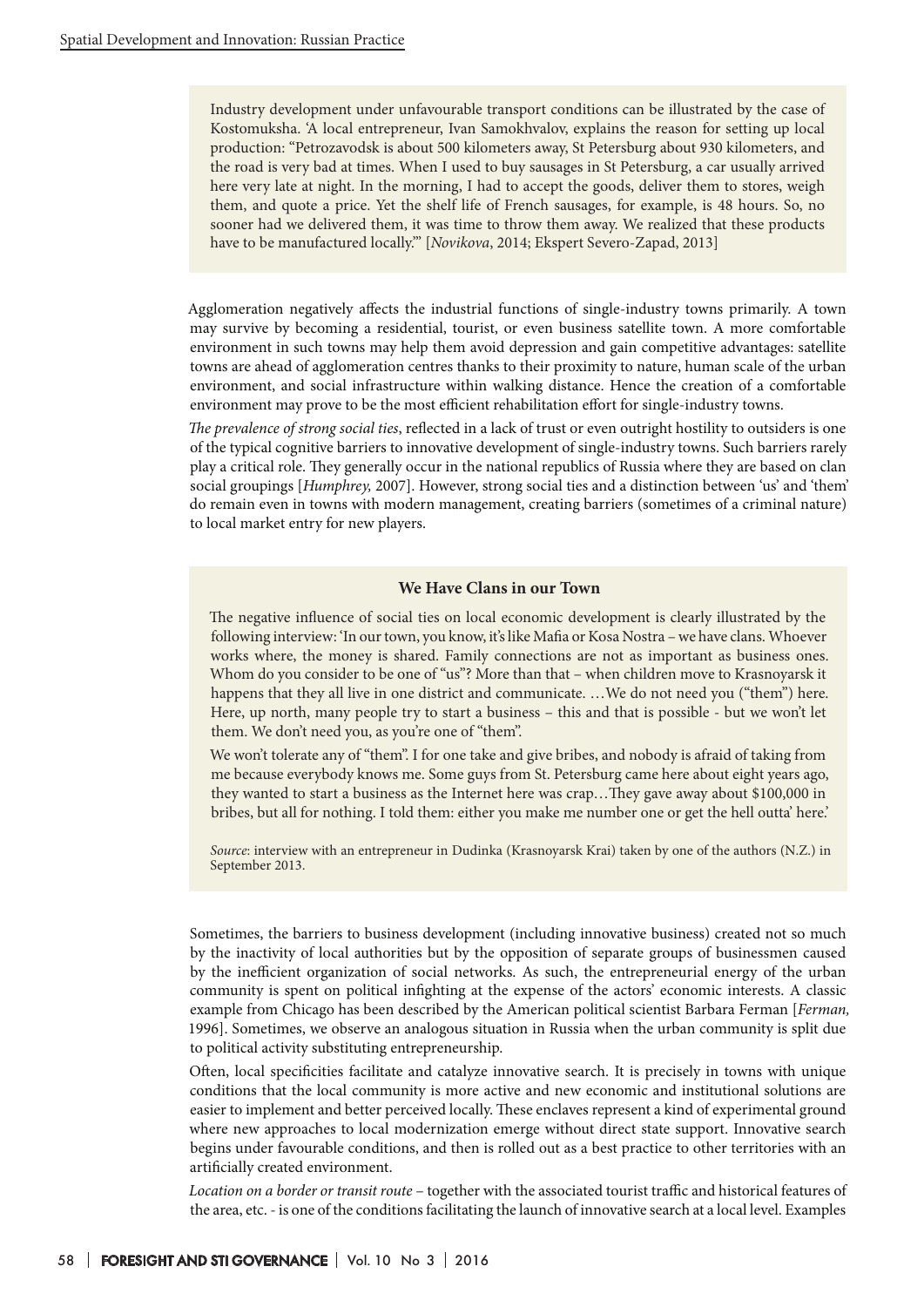Industry development under unfavourable transport conditions can be illustrated by the case of Kostomuksha. 'A local entrepreneur, Ivan Samokhvalov, explains the reason for setting up local production: "Petrozavodsk is about 500 kilometers away, St Petersburg about 930 kilometers, and the road is very bad at times. When I used to buy sausages in St Petersburg, a car usually arrived here very late at night. In the morning, I had to accept the goods, deliver them to stores, weigh them, and quote a price. Yet the shelf life of French sausages, for example, is 48 hours. So, no sooner had we delivered them, it was time to throw them away. We realized that these products have to be manufactured locally."' [*Novikova*, 2014; Ekspert Severo-Zapad, 2013]

Agglomeration negatively affects the industrial functions of single-industry towns primarily. A town may survive by becoming a residential, tourist, or even business satellite town. A more comfortable environment in such towns may help them avoid depression and gain competitive advantages: satellite towns are ahead of agglomeration centres thanks to their proximity to nature, human scale of the urban environment, and social infrastructure within walking distance. Hence the creation of a comfortable environment may prove to be the most efficient rehabilitation effort for single-industry towns.

*The prevalence of strong social ties*, reflected in a lack of trust or even outright hostility to outsiders is one of the typical cognitive barriers to innovative development of single-industry towns. Such barriers rarely play a critical role. They generally occur in the national republics of Russia where they are based on clan social groupings [*Humphrey,* 2007]. However, strong social ties and a distinction between 'us' and 'them' do remain even in towns with modern management, creating barriers (sometimes of a criminal nature) to local market entry for new players.

**We Have Clans in our Town**

The negative influence of social ties on local economic development is clearly illustrated by the following interview: 'In our town, you know, it's like Mafia or Kosa Nostra – we have clans. Whoever works where, the money is shared. Family connections are not as important as business ones. Whom do you consider to be one of "us"? More than that – when children move to Krasnoyarsk it happens that they all live in one district and communicate. …We do not need you ("them") here. Here, up north, many people try to start a business – this and that is possible - but we won't let them. We don't need you, as you're one of "them".

We won't tolerate any of "them". I for one take and give bribes, and nobody is afraid of taking from me because everybody knows me. Some guys from St. Petersburg came here about eight years ago, they wanted to start a business as the Internet here was crap…They gave away about $100,000 in bribes, but all for nothing. I told them: either you make me number one or get the hell outta' here.'

*Source*: interview with an entrepreneur in Dudinka (Krasnoyarsk Krai) taken by one of the authors (N.Z.) in September 2013.

Sometimes, the barriers to business development (including innovative business) created not so much by the inactivity of local authorities but by the opposition of separate groups of businessmen caused by the inefficient organization of social networks. As such, the entrepreneurial energy of the urban community is spent on political infighting at the expense of the actors' economic interests. A classic example from Chicago has been described by the American political scientist Barbara Ferman [*Ferman,* 1996]. Sometimes, we observe an analogous situation in Russia when the urban community is split due to political activity substituting entrepreneurship.

Often, local specificities facilitate and catalyze innovative search. It is precisely in towns with unique conditions that the local community is more active and new economic and institutional solutions are easier to implement and better perceived locally. These enclaves represent a kind of experimental ground where new approaches to local modernization emerge without direct state support. Innovative search begins under favourable conditions, and then is rolled out as a best practice to other territories with an artificially created environment.

*Location on a border or transit route* – together with the associated tourist traffic and historical features of the area, etc. - is one of the conditions facilitating the launch of innovative search at a local level. Examples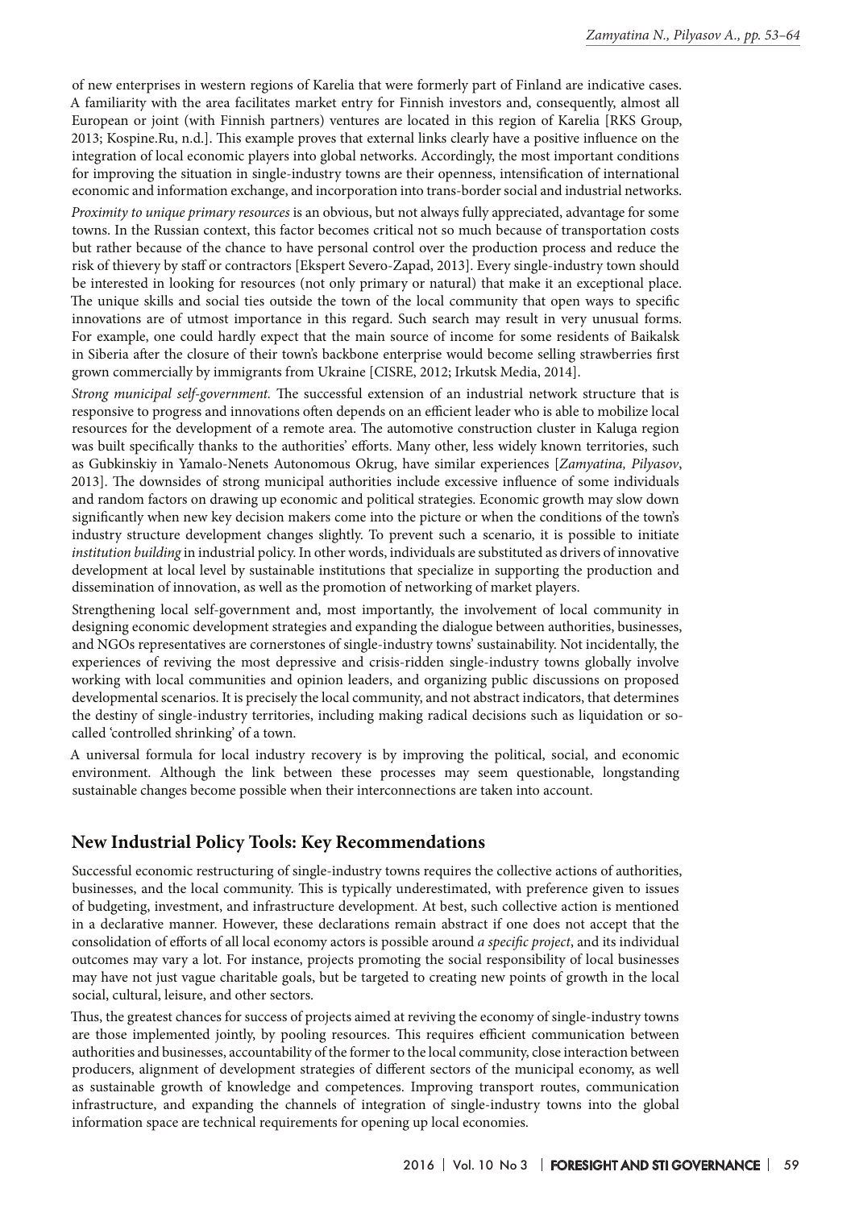of new enterprises in western regions of Karelia that were formerly part of Finland are indicative cases. A familiarity with the area facilitates market entry for Finnish investors and, consequently, almost all European or joint (with Finnish partners) ventures are located in this region of Karelia [RKS Group, 2013; Kospine.Ru, n.d.]. This example proves that external links clearly have a positive influence on the integration of local economic players into global networks. Accordingly, the most important conditions for improving the situation in single-industry towns are their openness, intensification of international economic and information exchange, and incorporation into trans-border social and industrial networks.

*Proximity to unique primary resources* is an obvious, but not always fully appreciated, advantage for some towns. In the Russian context, this factor becomes critical not so much because of transportation costs but rather because of the chance to have personal control over the production process and reduce the risk of thievery by staff or contractors [Ekspert Severo-Zapad, 2013]. Every single-industry town should be interested in looking for resources (not only primary or natural) that make it an exceptional place. The unique skills and social ties outside the town of the local community that open ways to specific innovations are of utmost importance in this regard. Such search may result in very unusual forms. For example, one could hardly expect that the main source of income for some residents of Baikalsk in Siberia after the closure of their town's backbone enterprise would become selling strawberries first grown commercially by immigrants from Ukraine [CISRE, 2012; Irkutsk Media, 2014].

*Strong municipal self-government.* The successful extension of an industrial network structure that is responsive to progress and innovations often depends on an efficient leader who is able to mobilize local resources for the development of a remote area. The automotive construction cluster in Kaluga region was built specifically thanks to the authorities' efforts. Many other, less widely known territories, such as Gubkinskiy in Yamalo-Nenets Autonomous Okrug, have similar experiences [*Zamyatina, Pilyasov*, 2013]. The downsides of strong municipal authorities include excessive influence of some individuals and random factors on drawing up economic and political strategies. Economic growth may slow down significantly when new key decision makers come into the picture or when the conditions of the town's industry structure development changes slightly. To prevent such a scenario, it is possible to initiate *institution building* in industrial policy. In other words, individuals are substituted as drivers of innovative development at local level by sustainable institutions that specialize in supporting the production and dissemination of innovation, as well as the promotion of networking of market players.

Strengthening local self-government and, most importantly, the involvement of local community in designing economic development strategies and expanding the dialogue between authorities, businesses, and NGOs representatives are cornerstones of single-industry towns' sustainability. Not incidentally, the experiences of reviving the most depressive and crisis-ridden single-industry towns globally involve working with local communities and opinion leaders, and organizing public discussions on proposed developmental scenarios. It is precisely the local community, and not abstract indicators, that determines the destiny of single-industry territories, including making radical decisions such as liquidation or so-called 'controlled shrinking' of a town.

A universal formula for local industry recovery is by improving the political, social, and economic environment. Although the link between these processes may seem questionable, longstanding sustainable changes become possible when their interconnections are taken into account.

## New Industrial Policy Tools: Key Recommendations

Successful economic restructuring of single-industry towns requires the collective actions of authorities, businesses, and the local community. This is typically underestimated, with preference given to issues of budgeting, investment, and infrastructure development. At best, such collective action is mentioned in a declarative manner. However, these declarations remain abstract if one does not accept that the consolidation of efforts of all local economy actors is possible around *a specific project*, and its individual outcomes may vary a lot. For instance, projects promoting the social responsibility of local businesses may have not just vague charitable goals, but be targeted to creating new points of growth in the local social, cultural, leisure, and other sectors.

Thus, the greatest chances for success of projects aimed at reviving the economy of single-industry towns are those implemented jointly, by pooling resources. This requires efficient communication between authorities and businesses, accountability of the former to the local community, close interaction between producers, alignment of development strategies of different sectors of the municipal economy, as well as sustainable growth of knowledge and competences. Improving transport routes, communication infrastructure, and expanding the channels of integration of single-industry towns into the global information space are technical requirements for opening up local economies.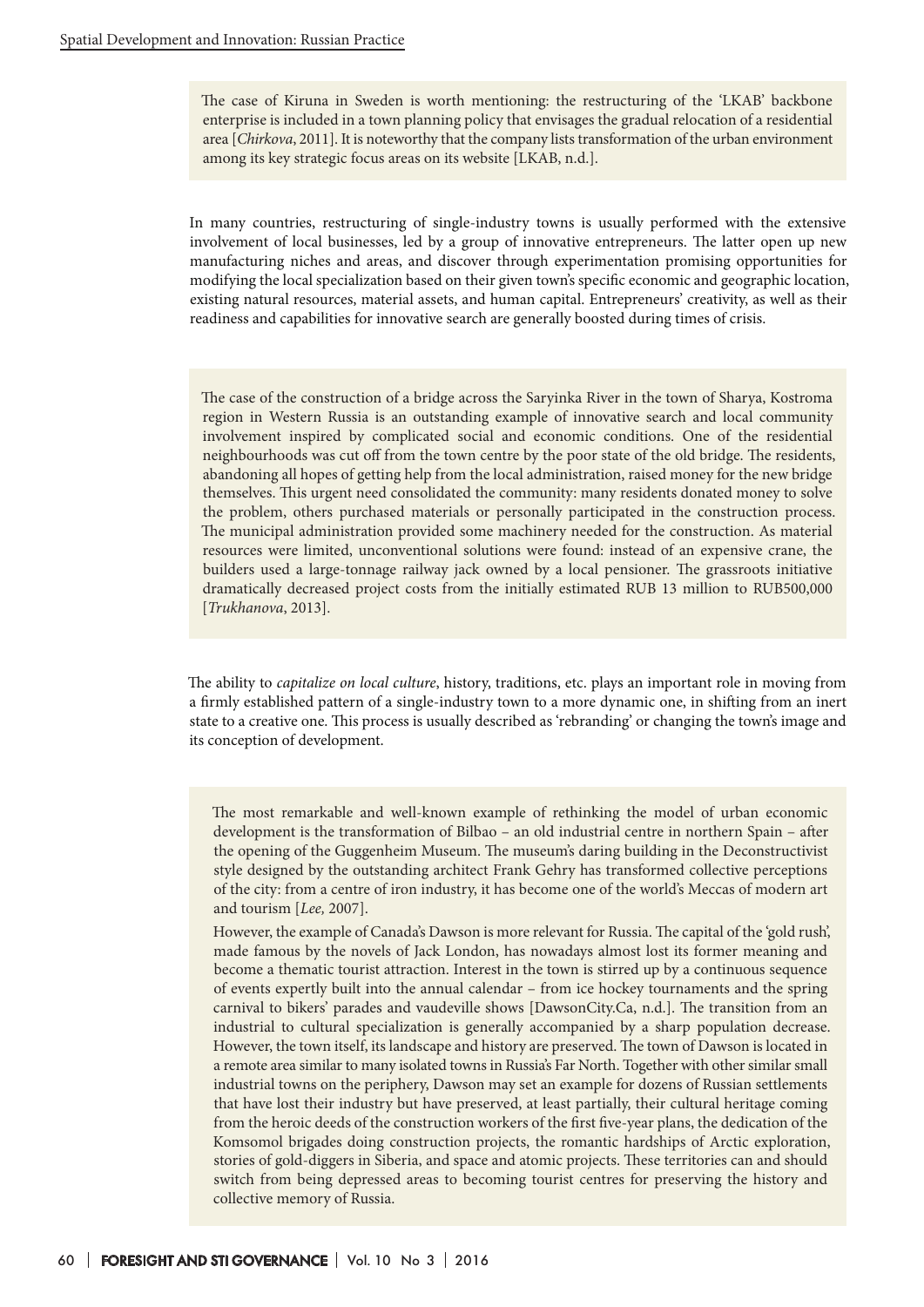The case of Kiruna in Sweden is worth mentioning: the restructuring of the 'LKAB' backbone enterprise is included in a town planning policy that envisages the gradual relocation of a residential area [*Chirkova*, 2011]. It is noteworthy that the company lists transformation of the urban environment among its key strategic focus areas on its website [LKAB, n.d.].

In many countries, restructuring of single-industry towns is usually performed with the extensive involvement of local businesses, led by a group of innovative entrepreneurs. The latter open up new manufacturing niches and areas, and discover through experimentation promising opportunities for modifying the local specialization based on their given town's specific economic and geographic location, existing natural resources, material assets, and human capital. Entrepreneurs' creativity, as well as their readiness and capabilities for innovative search are generally boosted during times of crisis.

The case of the construction of a bridge across the Saryinka River in the town of Sharya, Kostroma region in Western Russia is an outstanding example of innovative search and local community involvement inspired by complicated social and economic conditions. One of the residential neighbourhoods was cut off from the town centre by the poor state of the old bridge. The residents, abandoning all hopes of getting help from the local administration, raised money for the new bridge themselves. This urgent need consolidated the community: many residents donated money to solve the problem, others purchased materials or personally participated in the construction process. The municipal administration provided some machinery needed for the construction. As material resources were limited, unconventional solutions were found: instead of an expensive crane, the builders used a large-tonnage railway jack owned by a local pensioner. The grassroots initiative dramatically decreased project costs from the initially estimated RUB 13 million to RUB500,000 [*Trukhanova*, 2013].

The ability to *capitalize on local culture*, history, traditions, etc. plays an important role in moving from a firmly established pattern of a single-industry town to a more dynamic one, in shifting from an inert state to a creative one. This process is usually described as 'rebranding' or changing the town's image and its conception of development.

The most remarkable and well-known example of rethinking the model of urban economic development is the transformation of Bilbao – an old industrial centre in northern Spain – after the opening of the Guggenheim Museum. The museum's daring building in the Deconstructivist style designed by the outstanding architect Frank Gehry has transformed collective perceptions of the city: from a centre of iron industry, it has become one of the world's Meccas of modern art and tourism [*Lee,* 2007].

However, the example of Canada's Dawson is more relevant for Russia. The capital of the 'gold rush', made famous by the novels of Jack London, has nowadays almost lost its former meaning and become a thematic tourist attraction. Interest in the town is stirred up by a continuous sequence of events expertly built into the annual calendar – from ice hockey tournaments and the spring carnival to bikers' parades and vaudeville shows [DawsonCity.Ca, n.d.]. The transition from an industrial to cultural specialization is generally accompanied by a sharp population decrease. However, the town itself, its landscape and history are preserved. The town of Dawson is located in a remote area similar to many isolated towns in Russia's Far North. Together with other similar small industrial towns on the periphery, Dawson may set an example for dozens of Russian settlements that have lost their industry but have preserved, at least partially, their cultural heritage coming from the heroic deeds of the construction workers of the first five-year plans, the dedication of the Komsomol brigades doing construction projects, the romantic hardships of Arctic exploration, stories of gold-diggers in Siberia, and space and atomic projects. These territories can and should switch from being depressed areas to becoming tourist centres for preserving the history and collective memory of Russia.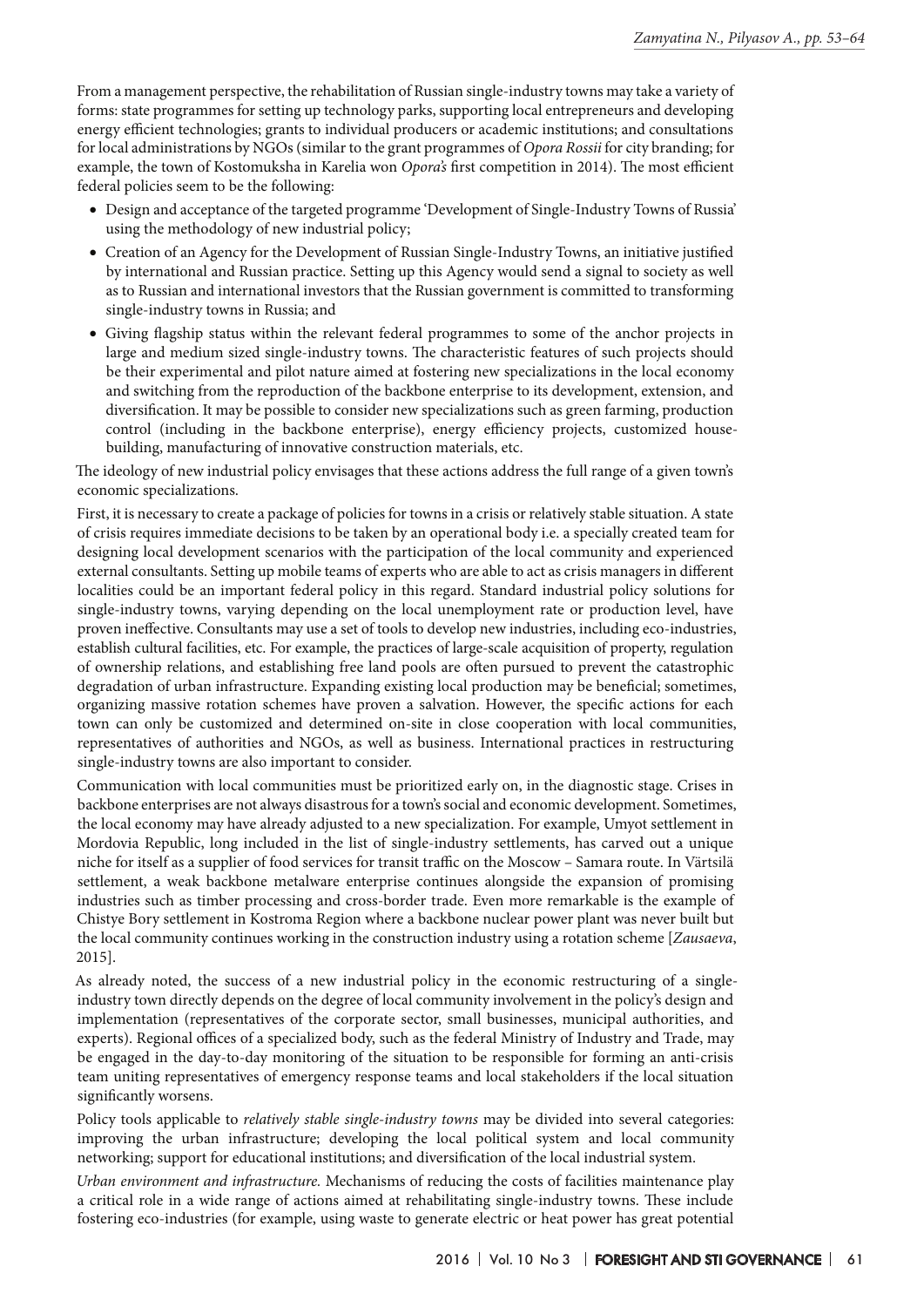From a management perspective, the rehabilitation of Russian single-industry towns may take a variety of forms: state programmes for setting up technology parks, supporting local entrepreneurs and developing energy efficient technologies; grants to individual producers or academic institutions; and consultations for local administrations by NGOs (similar to the grant programmes of *Opora Rossii* for city branding; for example, the town of Kostomuksha in Karelia won *Opora's* first competition in 2014). The most efficient federal policies seem to be the following:

- Design and acceptance of the targeted programme 'Development of Single-Industry Towns of Russia' using the methodology of new industrial policy;
- Creation of an Agency for the Development of Russian Single-Industry Towns, an initiative justified by international and Russian practice. Setting up this Agency would send a signal to society as well as to Russian and international investors that the Russian government is committed to transforming single-industry towns in Russia; and
- Giving flagship status within the relevant federal programmes to some of the anchor projects in large and medium sized single-industry towns. The characteristic features of such projects should be their experimental and pilot nature aimed at fostering new specializations in the local economy and switching from the reproduction of the backbone enterprise to its development, extension, and diversification. It may be possible to consider new specializations such as green farming, production control (including in the backbone enterprise), energy efficiency projects, customized house-building, manufacturing of innovative construction materials, etc.

The ideology of new industrial policy envisages that these actions address the full range of a given town's economic specializations.

First, it is necessary to create a package of policies for towns in a crisis or relatively stable situation. A state of crisis requires immediate decisions to be taken by an operational body i.e. a specially created team for designing local development scenarios with the participation of the local community and experienced external consultants. Setting up mobile teams of experts who are able to act as crisis managers in different localities could be an important federal policy in this regard. Standard industrial policy solutions for single-industry towns, varying depending on the local unemployment rate or production level, have proven ineffective. Consultants may use a set of tools to develop new industries, including eco-industries, establish cultural facilities, etc. For example, the practices of large-scale acquisition of property, regulation of ownership relations, and establishing free land pools are often pursued to prevent the catastrophic degradation of urban infrastructure. Expanding existing local production may be beneficial; sometimes, organizing massive rotation schemes have proven a salvation. However, the specific actions for each town can only be customized and determined on-site in close cooperation with local communities, representatives of authorities and NGOs, as well as business. International practices in restructuring single-industry towns are also important to consider.

Communication with local communities must be prioritized early on, in the diagnostic stage. Crises in backbone enterprises are not always disastrous for a town's social and economic development. Sometimes, the local economy may have already adjusted to a new specialization. For example, Umyot settlement in Mordovia Republic, long included in the list of single-industry settlements, has carved out a unique niche for itself as a supplier of food services for transit traffic on the Moscow – Samara route. In Värtsilä settlement, a weak backbone metalware enterprise continues alongside the expansion of promising industries such as timber processing and cross-border trade. Even more remarkable is the example of Chistye Bory settlement in Kostroma Region where a backbone nuclear power plant was never built but the local community continues working in the construction industry using a rotation scheme [*Zausaeva*, 2015].

As already noted, the success of a new industrial policy in the economic restructuring of a single-industry town directly depends on the degree of local community involvement in the policy's design and implementation (representatives of the corporate sector, small businesses, municipal authorities, and experts). Regional offices of a specialized body, such as the federal Ministry of Industry and Trade, may be engaged in the day-to-day monitoring of the situation to be responsible for forming an anti-crisis team uniting representatives of emergency response teams and local stakeholders if the local situation significantly worsens.

Policy tools applicable to *relatively stable single-industry towns* may be divided into several categories: improving the urban infrastructure; developing the local political system and local community networking; support for educational institutions; and diversification of the local industrial system.

*Urban environment and infrastructure.* Mechanisms of reducing the costs of facilities maintenance play a critical role in a wide range of actions aimed at rehabilitating single-industry towns. These include fostering eco-industries (for example, using waste to generate electric or heat power has great potential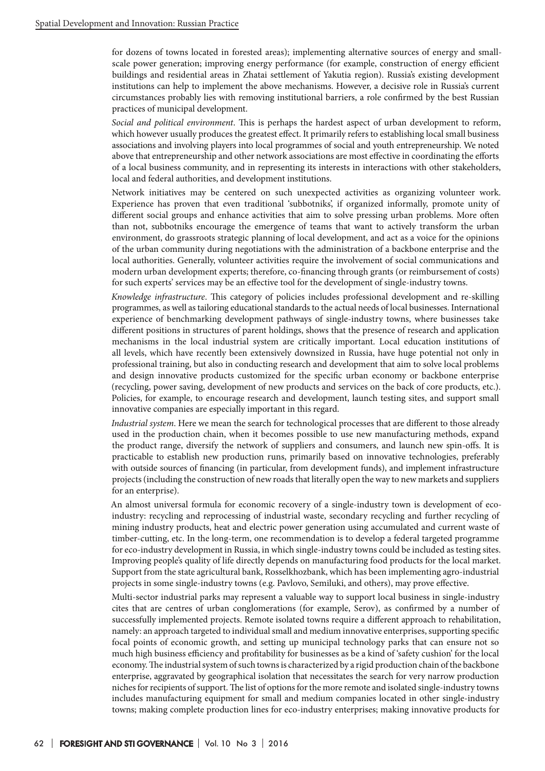for dozens of towns located in forested areas); implementing alternative sources of energy and small-scale power generation; improving energy performance (for example, construction of energy efficient buildings and residential areas in Zhatai settlement of Yakutia region). Russia's existing development institutions can help to implement the above mechanisms. However, a decisive role in Russia's current circumstances probably lies with removing institutional barriers, a role confirmed by the best Russian practices of municipal development.

*Social and political environment*. This is perhaps the hardest aspect of urban development to reform, which however usually produces the greatest effect. It primarily refers to establishing local small business associations and involving players into local programmes of social and youth entrepreneurship. We noted above that entrepreneurship and other network associations are most effective in coordinating the efforts of a local business community, and in representing its interests in interactions with other stakeholders, local and federal authorities, and development institutions.

Network initiatives may be centered on such unexpected activities as organizing volunteer work. Experience has proven that even traditional 'subbotniks', if organized informally, promote unity of different social groups and enhance activities that aim to solve pressing urban problems. More often than not, subbotniks encourage the emergence of teams that want to actively transform the urban environment, do grassroots strategic planning of local development, and act as a voice for the opinions of the urban community during negotiations with the administration of a backbone enterprise and the local authorities. Generally, volunteer activities require the involvement of social communications and modern urban development experts; therefore, co-financing through grants (or reimbursement of costs) for such experts' services may be an effective tool for the development of single-industry towns.

*Knowledge infrastructure*. This category of policies includes professional development and re-skilling programmes, as well as tailoring educational standards to the actual needs of local businesses. International experience of benchmarking development pathways of single-industry towns, where businesses take different positions in structures of parent holdings, shows that the presence of research and application mechanisms in the local industrial system are critically important. Local education institutions of all levels, which have recently been extensively downsized in Russia, have huge potential not only in professional training, but also in conducting research and development that aim to solve local problems and design innovative products customized for the specific urban economy or backbone enterprise (recycling, power saving, development of new products and services on the back of core products, etc.). Policies, for example, to encourage research and development, launch testing sites, and support small innovative companies are especially important in this regard.

*Industrial system*. Here we mean the search for technological processes that are different to those already used in the production chain, when it becomes possible to use new manufacturing methods, expand the product range, diversify the network of suppliers and consumers, and launch new spin-offs. It is practicable to establish new production runs, primarily based on innovative technologies, preferably with outside sources of financing (in particular, from development funds), and implement infrastructure projects (including the construction of new roads that literally open the way to new markets and suppliers for an enterprise).

An almost universal formula for economic recovery of a single-industry town is development of eco-industry: recycling and reprocessing of industrial waste, secondary recycling and further recycling of mining industry products, heat and electric power generation using accumulated and current waste of timber-cutting, etc. In the long-term, one recommendation is to develop a federal targeted programme for eco-industry development in Russia, in which single-industry towns could be included as testing sites. Improving people's quality of life directly depends on manufacturing food products for the local market. Support from the state agricultural bank, Rosselkhozbank, which has been implementing agro-industrial projects in some single-industry towns (e.g. Pavlovo, Semiluki, and others), may prove effective.

Multi-sector industrial parks may represent a valuable way to support local business in single-industry cites that are centres of urban conglomerations (for example, Serov), as confirmed by a number of successfully implemented projects. Remote isolated towns require a different approach to rehabilitation, namely: an approach targeted to individual small and medium innovative enterprises, supporting specific focal points of economic growth, and setting up municipal technology parks that can ensure not so much high business efficiency and profitability for businesses as be a kind of 'safety cushion' for the local economy. The industrial system of such towns is characterized by a rigid production chain of the backbone enterprise, aggravated by geographical isolation that necessitates the search for very narrow production niches for recipients of support. The list of options for the more remote and isolated single-industry towns includes manufacturing equipment for small and medium companies located in other single-industry towns; making complete production lines for eco-industry enterprises; making innovative products for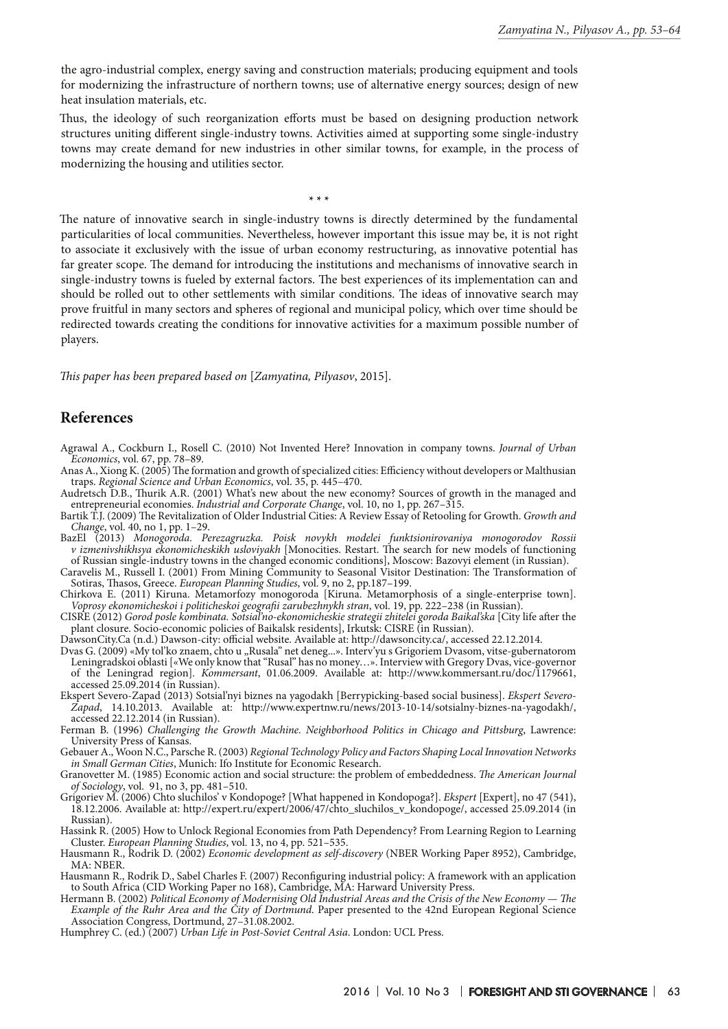the agro-industrial complex, energy saving and construction materials; producing equipment and tools for modernizing the infrastructure of northern towns; use of alternative energy sources; design of new heat insulation materials, etc.

Thus, the ideology of such reorganization efforts must be based on designing production network structures uniting different single-industry towns. Activities aimed at supporting some single-industry towns may create demand for new industries in other similar towns, for example, in the process of modernizing the housing and utilities sector.

\* \* \*

The nature of innovative search in single-industry towns is directly determined by the fundamental particularities of local communities. Nevertheless, however important this issue may be, it is not right to associate it exclusively with the issue of urban economy restructuring, as innovative potential has far greater scope. The demand for introducing the institutions and mechanisms of innovative search in single-industry towns is fueled by external factors. The best experiences of its implementation can and should be rolled out to other settlements with similar conditions. The ideas of innovative search may prove fruitful in many sectors and spheres of regional and municipal policy, which over time should be redirected towards creating the conditions for innovative activities for a maximum possible number of players.

*This paper has been prepared based on* [*Zamyatina, Pilyasov*, 2015].

## References

Agrawal A., Cockburn I., Rosell C. (2010) Not Invented Here? Innovation in company towns. *Journal of Urban Economics*, vol. 67, pp. 78–89.

Anas A., Xiong K. (2005) The formation and growth of specialized cities: Efficiency without developers or Malthusian traps. *Regional Science and Urban Economics*, vol. 35, p. 445–470.

Audretsch D.B., Thurik A.R. (2001) What's new about the new economy? Sources of growth in the managed and entrepreneurial economies. *Industrial and Corporate Change*, vol. 10, no 1, pp. 267–315.

Bartik T.J. (2009) The Revitalization of Older Industrial Cities: A Review Essay of Retooling for Growth. *Growth and Change*, vol. 40, no 1, pp. 1–29.

BazEl (2013) *Monogoroda. Perezagruzka. Poisk novykh modelei funktsionirovaniya monogorodov Rossii v izmenivshikhsya ekonomicheskikh usloviyakh* [Monocities. Restart. The search for new models of functioning of Russian single-industry towns in the changed economic conditions], Moscow: Bazovyi element (in Russian).

Caravelis M., Russell I. (2001) From Mining Community to Seasonal Visitor Destination: The Transformation of Sotiras, Thasos, Greece. *European Planning Studies*, vol. 9, no 2, pp.187–199.

Chirkova E. (2011) Kiruna. Metamorfozy monogoroda [Kiruna. Metamorphosis of a single-enterprise town]. *Voprosy ekonomicheskoi i politicheskoi geografii zarubezhnykh stran*, vol. 19, pp. 222–238 (in Russian).

CISRE (2012) *Gorod posle kombinata. Sotsial'no-ekonomicheskie strategii zhitelei goroda Baikal'ska* [City life after the plant closure. Socio-economic policies of Baikalsk residents], Irkutsk: CISRE (in Russian).

DawsonCity.Ca (n.d.) Dawson-city: official website. Available at: http://dawsoncity.ca/, accessed 22.12.2014.

Dvas G. (2009) «My tol'ko znaem, chto u „Rusala" net deneg...». Interv'yu s Grigoriem Dvasom, vitse-gubernatorom Leningradskoi oblasti [«We only know that "Rusal" has no money…». Interview with Gregory Dvas, vice-governor of the Leningrad region]. *Kommersant*, 01.06.2009. Available at: http://www.kommersant.ru/doc/1179661, accessed 25.09.2014 (in Russian).

Ekspert Severo-Zapad (2013) Sotsial'nyi biznes na yagodakh [Berrypicking-based social business]. *Ekspert Severo-Zapad*, 14.10.2013. Available at: http://www.expertnw.ru/news/2013-10-14/sotsialny-biznes-na-yagodakh/, accessed 22.12.2014 (in Russian).

Ferman B. (1996) *Challenging the Growth Machine. Neighborhood Politics in Chicago and Pittsburg*, Lawrence: University Press of Kansas.

Gebauer A., Woon N.C., Parsche R. (2003) *Regional Technology Policy and Factors Shaping Local Innovation Networks in Small German Cities*, Munich: Ifo Institute for Economic Research.

Granovetter M. (1985) Economic action and social structure: the problem of embeddedness. *The American Journal of Sociology*, vol. 91, no 3, pp. 481–510.

Grigoriev M. (2006) Chto sluchilos' v Kondopoge? [What happened in Kondopoga?]. *Ekspert* [Expert], no 47 (541), 18.12.2006. Available at: http://expert.ru/expert/2006/47/chto_sluchilos_v_kondopoge/, accessed 25.09.2014 (in Russian).

Hassink R. (2005) How to Unlock Regional Economies from Path Dependency? From Learning Region to Learning Cluster. *European Planning Studies*, vol. 13, no 4, pp. 521–535.

Hausmann R., Rodrik D. (2002) *Economic development as self-discovery* (NBER Working Paper 8952), Cambridge, MA: NBER.

Hausmann R., Rodrik D., Sabel Charles F. (2007) Reconfiguring industrial policy: A framework with an application to South Africa (CID Working Paper no 168), Cambridge, MA: Harward University Press.

Hermann B. (2002) *Political Economy of Modernising Old Industrial Areas and the Crisis of the New Economy — The Example of the Ruhr Area and the City of Dortmund*. Paper presented to the 42nd European Regional Science Association Congress, Dortmund, 27–31.08.2002.

Humphrey C. (ed.) (2007) *Urban Life in Post-Soviet Central Asia*. London: UCL Press.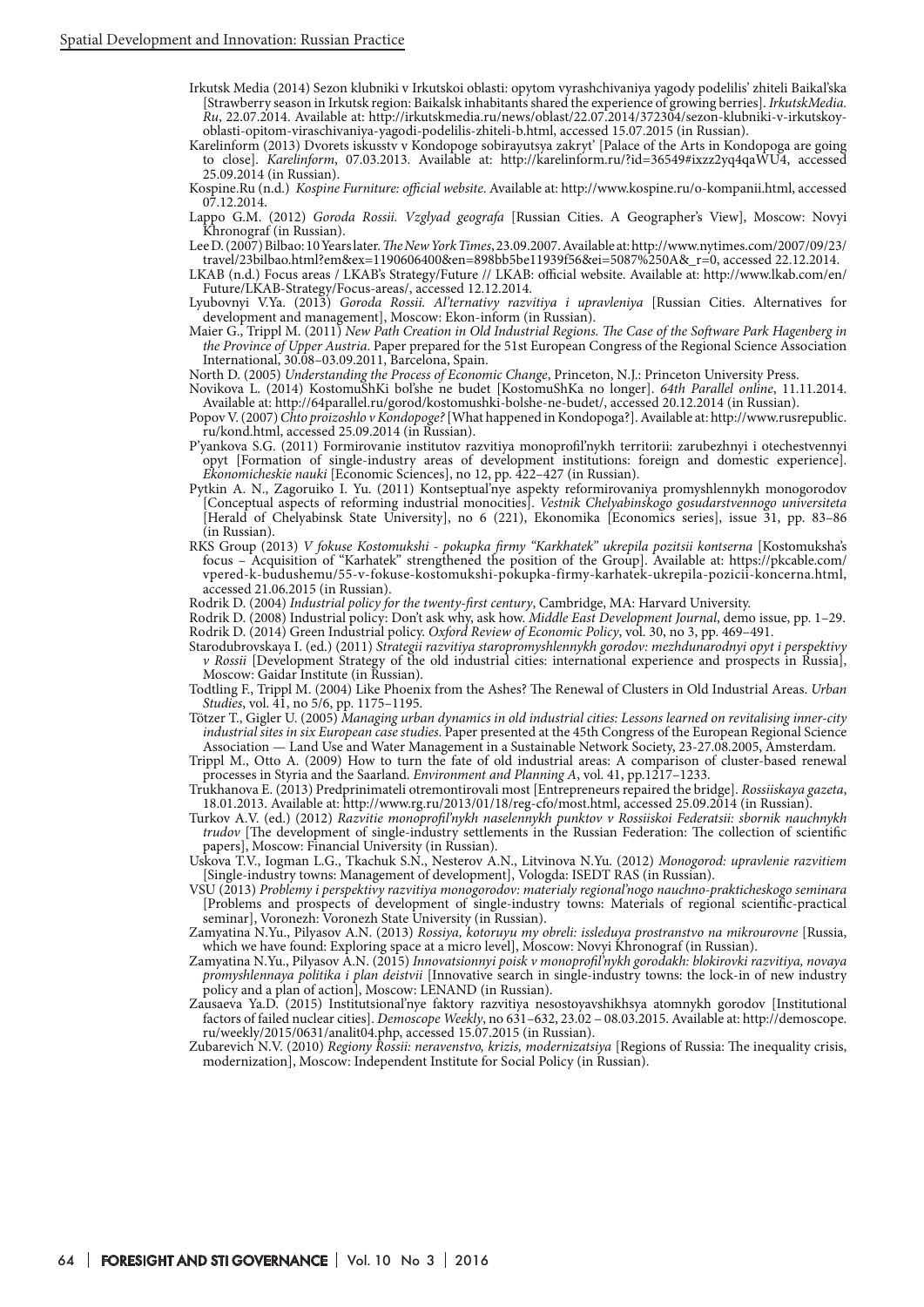Irkutsk Media (2014) Sezon klubniki v Irkutskoi oblasti: opytom vyrashchivaniya yagody podelilis' zhiteli Baikal'ska [Strawberry season in Irkutsk region: Baikalsk inhabitants shared the experience of growing berries]. *IrkutskMedia.Ru*, 22.07.2014. Available at: http://irkutskmedia.ru/news/oblast/22.07.2014/372304/sezon-klubniki-v-irkutskoy-oblasti-opitom-viraschivaniya-yagodi-podelilis-zhiteli-b.html, accessed 15.07.2015 (in Russian).

Karelinform (2013) Dvorets iskusstv v Kondopoge sobirayutsya zakryt' [Palace of the Arts in Kondopoga are going to close]. *Karelinform*, 07.03.2013. Available at: http://karelinform.ru/?id=36549#ixzz2yq4qaWU4, accessed 25.09.2014 (in Russian).

Kospine.Ru (n.d.) *Kospine Furniture: official website*. Available at: http://www.kospine.ru/o-kompanii.html, accessed 07.12.2014.

Lappo G.M. (2012) *Goroda Rossii. Vzglyad geografa* [Russian Cities. A Geographer's View], Moscow: Novyi Khronograf (in Russian).

Lee D. (2007) Bilbao: 10 Years later. *The New York Times*, 23.09.2007. Available at: http://www.nytimes.com/2007/09/23/travel/23bilbao.html?em&ex=1190606400&en=898bb5be11939f56&ei=5087%250A&_r=0, accessed 22.12.2014.

LKAB (n.d.) Focus areas / LKAB's Strategy/Future // LKAB: official website. Available at: http://www.lkab.com/en/Future/LKAB-Strategy/Focus-areas/, accessed 12.12.2014.

Lyubovnyi V.Ya. (2013) *Goroda Rossii. Al'ternativy razvitiya i upravleniya* [Russian Cities. Alternatives for development and management], Moscow: Ekon-inform (in Russian).

Maier G., Trippl M. (2011) *New Path Creation in Old Industrial Regions. The Case of the Software Park Hagenberg in the Province of Upper Austria*. Paper prepared for the 51st European Congress of the Regional Science Association International, 30.08–03.09.2011, Barcelona, Spain.

North D. (2005) *Understanding the Process of Economic Change*, Princeton, N.J.: Princeton University Press.

Novikova L. (2014) KostomuShKi bol'she ne budet [KostomuShKa no longer]. *64th Parallel online*, 11.11.2014. Available at: http://64parallel.ru/gorod/kostomushki-bolshe-ne-budet/, accessed 20.12.2014 (in Russian).

Popov V. (2007) *Chto proizoshlo v Kondopoge?* [What happened in Kondopoga?]. Available at: http://www.rusrepublic.ru/kond.html, accessed 25.09.2014 (in Russian).

P'yankova S.G. (2011) Formirovanie institutov razvitiya monoprofil'nykh territorii: zarubezhnyi i otechestvennyi opyt [Formation of single-industry areas of development institutions: foreign and domestic experience]. *Ekonomicheskie nauki* [Economic Sciences], no 12, pp. 422–427 (in Russian).

Pytkin A. N., Zagoruiko I. Yu. (2011) Kontseptual'nye aspekty reformirovaniya promyshlennykh monogorodov [Conceptual aspects of reforming industrial monocities]. *Vestnik Chelyabinskogo gosudarstvennogo universiteta* [Herald of Chelyabinsk State University], no 6 (221), Ekonomika [Economics series], issue 31, pp. 83–86 (in Russian).

RKS Group (2013) *V fokuse Kostomukshi - pokupka firmy "Karkhatek" ukrepila pozitsii kontserna* [Kostomuksha's focus – Acquisition of "Karhatek" strengthened the position of the Group]. Available at: https://pkcable.com/vpered-k-budushemu/55-v-fokuse-kostomukshi-pokupka-firmy-karhatek-ukrepila-pozicii-koncerna.html, accessed 21.06.2015 (in Russian).

Rodrik D. (2004) *Industrial policy for the twenty-first century*, Cambridge, MA: Harvard University.

Rodrik D. (2008) Industrial policy: Don't ask why, ask how. *Middle East Development Journal*, demo issue, pp. 1–29.

Rodrik D. (2014) Green Industrial policy. *Oxford Review of Economic Policy*, vol. 30, no 3, pp. 469–491.

Starodubrovskaya I. (ed.) (2011) *Strategii razvitiya staropromyshlennykh gorodov: mezhdunarodnyi opyt i perspektivy v Rossii* [Development Strategy of the old industrial cities: international experience and prospects in Russia], Moscow: Gaidar Institute (in Russian).

Todtling F., Trippl M. (2004) Like Phoenix from the Ashes? The Renewal of Clusters in Old Industrial Areas. *Urban Studies*, vol. 41, no 5/6, pp. 1175–1195.

Tötzer T., Gigler U. (2005) *Managing urban dynamics in old industrial cities: Lessons learned on revitalising inner-city industrial sites in six European case studies*. Paper presented at the 45th Congress of the European Regional Science Association — Land Use and Water Management in a Sustainable Network Society, 23-27.08.2005, Amsterdam.

Trippl M., Otto A. (2009) How to turn the fate of old industrial areas: A comparison of cluster-based renewal processes in Styria and the Saarland. *Environment and Planning A*, vol. 41, pp.1217–1233.

Trukhanova E. (2013) Predprinimateli otremontirovali most [Entrepreneurs repaired the bridge]. *Rossiiskaya gazeta*, 18.01.2013. Available at: http://www.rg.ru/2013/01/18/reg-cfo/most.html, accessed 25.09.2014 (in Russian).

Turkov A.V. (ed.) (2012) *Razvitie monoprofil'nykh naselennykh punktov v Rossiiskoi Federatsii: sbornik nauchnykh trudov* [The development of single-industry settlements in the Russian Federation: The collection of scientific papers], Moscow: Financial University (in Russian).

Uskova T.V., Iogman L.G., Tkachuk S.N., Nesterov A.N., Litvinova N.Yu. (2012) *Monogorod: upravlenie razvitiem* [Single-industry towns: Management of development], Vologda: ISEDT RAS (in Russian).

VSU (2013) *Problemy i perspektivy razvitiya monogorodov: materialy regional'nogo nauchno-prakticheskogo seminara* [Problems and prospects of development of single-industry towns: Materials of regional scientific-practical seminar], Voronezh: Voronezh State University (in Russian).

Zamyatina N.Yu., Pilyasov A.N. (2013) *Rossiya, kotoruyu my obreli: issleduya prostranstvo na mikrourovne* [Russia, which we have found: Exploring space at a micro level], Moscow: Novyi Khronograf (in Russian).

Zamyatina N.Yu., Pilyasov A.N. (2015) *Innovatsionnyi poisk v monoprofil'nykh gorodakh: blokirovki razvitiya, novaya promyshlennaya politika i plan deistvii* [Innovative search in single-industry towns: the lock-in of new industry policy and a plan of action], Moscow: LENAND (in Russian).

Zausaeva Ya.D. (2015) Institutsional'nye faktory razvitiya nesostoyavshikhsya atomnykh gorodov [Institutional factors of failed nuclear cities]. *Demoscope Weekly*, no 631–632, 23.02 – 08.03.2015. Available at: http://demoscope.ru/weekly/2015/0631/analit04.php, accessed 15.07.2015 (in Russian).

Zubarevich N.V. (2010) *Regiony Rossii: neravenstvo, krizis, modernizatsiya* [Regions of Russia: The inequality crisis, modernization], Moscow: Independent Institute for Social Policy (in Russian).